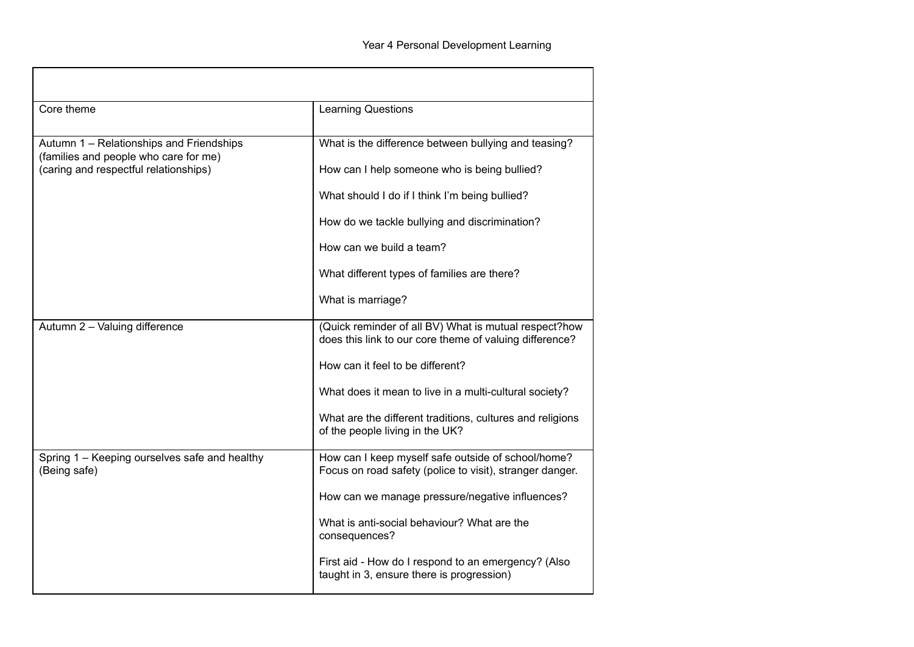Year 4 Personal Development Learning

| | |
|---|---|
| Core theme | Learning Questions |
| Autumn 1 – Relationships and Friendships<br>(families and people who care for me)<br>(caring and respectful relationships) | What is the difference between bullying and teasing?<br><br>How can I help someone who is being bullied?<br><br>What should I do if I think I'm being bullied?<br><br>How do we tackle bullying and discrimination?<br><br>How can we build a team?<br><br>What different types of families are there?<br><br>What is marriage? |
| Autumn 2 – Valuing difference | (Quick reminder of all BV) What is mutual respect?how does this link to our core theme of valuing difference?<br><br>How can it feel to be different?<br><br>What does it mean to live in a multi-cultural society?<br><br>What are the different traditions, cultures and religions of the people living in the UK? |
| Spring 1 – Keeping ourselves safe and healthy<br>(Being safe) | How can I keep myself safe outside of school/home? Focus on road safety (police to visit), stranger danger.<br><br>How can we manage pressure/negative influences?<br><br>What is anti-social behaviour? What are the consequences?<br><br>First aid - How do I respond to an emergency? (Also taught in 3, ensure there is progression) |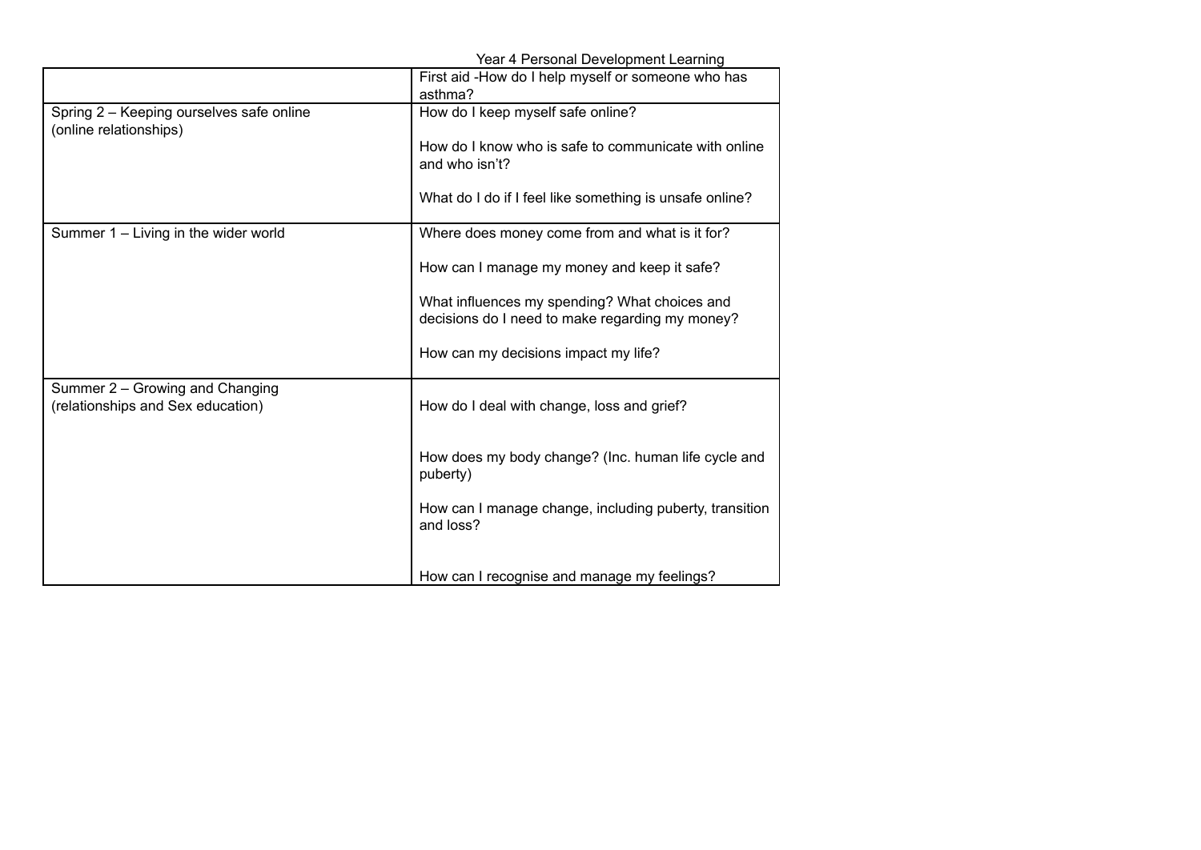Year 4 Personal Development Learning

| | |
|---|---|
| | First aid -How do I help myself or someone who has asthma? |
| Spring 2 – Keeping ourselves safe online (online relationships) | How do I keep myself safe online?<br><br>How do I know who is safe to communicate with online and who isn't?<br><br>What do I do if I feel like something is unsafe online? |
| Summer 1 – Living in the wider world | Where does money come from and what is it for?<br><br>How can I manage my money and keep it safe?<br><br>What influences my spending? What choices and decisions do I need to make regarding my money?<br><br>How can my decisions impact my life? |
| Summer 2 – Growing and Changing (relationships and Sex education) | How do I deal with change, loss and grief?<br><br>How does my body change? (Inc. human life cycle and puberty)<br><br>How can I manage change, including puberty, transition and loss?<br><br>How can I recognise and manage my feelings? |